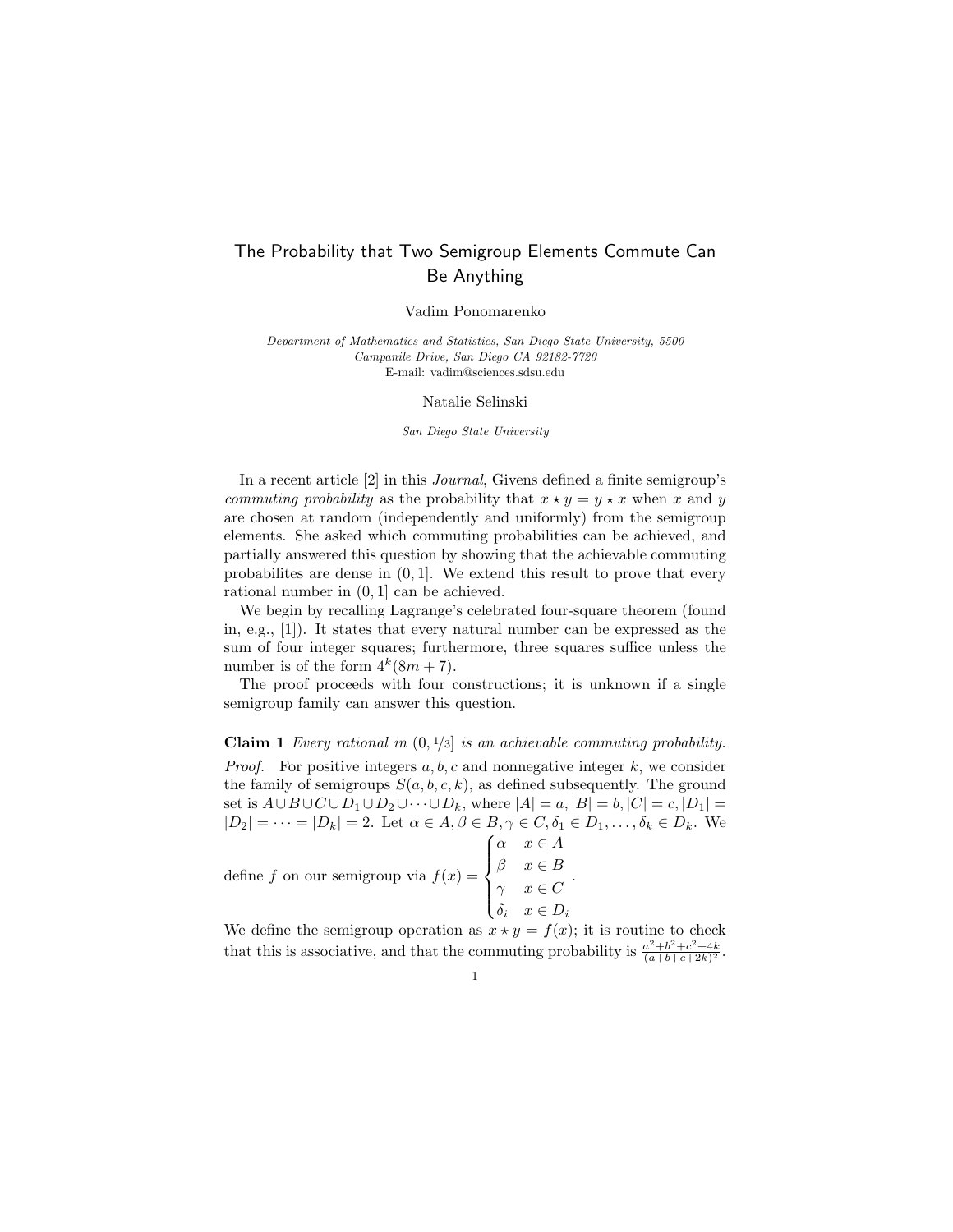# The Probability that Two Semigroup Elements Commute Can Be Anything

Vadim Ponomarenko

*Department of Mathematics and Statistics, San Diego State University, 5500 Campanile Drive, San Diego CA 92182-7720*
E-mail: vadim@sciences.sdsu.edu

Natalie Selinski

*San Diego State University*

In a recent article [2] in this *Journal*, Givens defined a finite semigroup's *commuting probability* as the probability that $x \star y = y \star x$ when $x$ and $y$ are chosen at random (independently and uniformly) from the semigroup elements. She asked which commuting probabilities can be achieved, and partially answered this question by showing that the achievable commuting probabilites are dense in $(0, 1]$. We extend this result to prove that every rational number in $(0, 1]$ can be achieved.

We begin by recalling Lagrange's celebrated four-square theorem (found in, e.g., [1]). It states that every natural number can be expressed as the sum of four integer squares; furthermore, three squares suffice unless the number is of the form $4^k(8m + 7)$.

The proof proceeds with four constructions; it is unknown if a single semigroup family can answer this question.

**Claim 1** *Every rational in $(0, 1/3]$ is an achievable commuting probability.*

*Proof.* For positive integers $a, b, c$ and nonnegative integer $k$, we consider the family of semigroups $S(a, b, c, k)$, as defined subsequently. The ground set is $A \cup B \cup C \cup D_1 \cup D_2 \cup \cdots \cup D_k$, where $|A| = a, |B| = b, |C| = c, |D_1| = |D_2| = \cdots = |D_k| = 2$. Let $\alpha \in A, \beta \in B, \gamma \in C, \delta_1 \in D_1, \ldots, \delta_k \in D_k$. We define $f$ on our semigroup via $f(x) = \begin{cases} \alpha & x \in A \\ \beta & x \in B \\ \gamma & x \in C \\ \delta_i & x \in D_i \end{cases}$.

We define the semigroup operation as $x \star y = f(x)$; it is routine to check that this is associative, and that the commuting probability is $\frac{a^2+b^2+c^2+4k}{(a+b+c+2k)^2}$.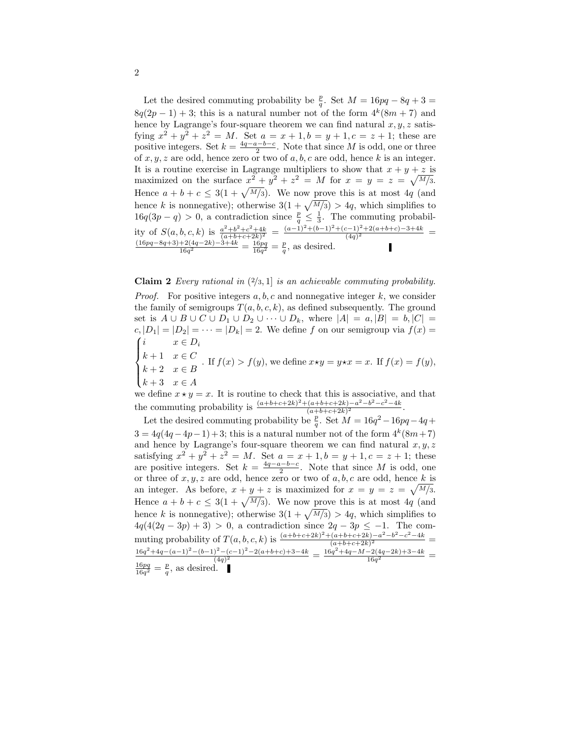Let the desired commuting probability be $\frac{p}{q}$. Set $M = 16pq - 8q + 3 = 8q(2p-1) + 3$; this is a natural number not of the form $4^k(8m+7)$ and hence by Lagrange's four-square theorem we can find natural $x, y, z$ satisfying $x^2 + y^2 + z^2 = M$. Set $a = x+1, b = y+1, c = z+1$; these are positive integers. Set $k = \frac{4q-a-b-c}{2}$. Note that since $M$ is odd, one or three of $x, y, z$ are odd, hence zero or two of $a, b, c$ are odd, hence $k$ is an integer. It is a routine exercise in Lagrange multipliers to show that $x + y + z$ is maximized on the surface $x^2 + y^2 + z^2 = M$ for $x = y = z = \sqrt{M/3}$. Hence $a + b + c \leq 3(1 + \sqrt{M/3})$. We now prove this is at most $4q$ (and hence $k$ is nonnegative); otherwise $3(1 + \sqrt{M/3}) > 4q$, which simplifies to $16q(3p - q) > 0$, a contradiction since $\frac{p}{q} \leq \frac{1}{3}$. The commuting probability of $S(a, b, c, k)$ is $\frac{a^2+b^2+c^2+4k}{(a+b+c+2k)^2} = \frac{(a-1)^2+(b-1)^2+(c-1)^2+2(a+b+c)-3+4k}{(4q)^2} = \frac{(16pq-8q+3)+2(4q-2k)-3+4k}{16q^2} = \frac{16pq}{16q^2} = \frac{p}{q}$, as desired. ∎

**Claim 2** *Every rational in $(2/3, 1]$ is an achievable commuting probability.*

*Proof.* For positive integers $a, b, c$ and nonnegative integer $k$, we consider the family of semigroups $T(a, b, c, k)$, as defined subsequently. The ground set is $A \cup B \cup C \cup D_1 \cup D_2 \cup \cdots \cup D_k$, where $|A| = a, |B| = b, |C| = c, |D_1| = |D_2| = \cdots = |D_k| = 2$. We define $f$ on our semigroup via $f(x) = \begin{cases} i & x \in D_i \\ k+1 & x \in C \\ k+2 & x \in B \\ k+3 & x \in A \end{cases}$. If $f(x) > f(y)$, we define $x \star y = y \star x = x$. If $f(x) = f(y)$, we define $x \star y = x$. It is routine to check that this is associative, and that the commuting probability is $\frac{(a+b+c+2k)^2+(a+b+c+2k)-a^2-b^2-c^2-4k}{(a+b+c+2k)^2}$.

Let the desired commuting probability be $\frac{p}{q}$. Set $M = 16q^2 - 16pq - 4q + 3 = 4q(4q - 4p - 1) + 3$; this is a natural number not of the form $4^k(8m+7)$ and hence by Lagrange's four-square theorem we can find natural $x, y, z$ satisfying $x^2 + y^2 + z^2 = M$. Set $a = x + 1, b = y + 1, c = z + 1$; these are positive integers. Set $k = \frac{4q-a-b-c}{2}$. Note that since $M$ is odd, one or three of $x, y, z$ are odd, hence zero or two of $a, b, c$ are odd, hence $k$ is an integer. As before, $x + y + z$ is maximized for $x = y = z = \sqrt{M/3}$. Hence $a + b + c \leq 3(1 + \sqrt{M/3})$. We now prove this is at most $4q$ (and hence $k$ is nonnegative); otherwise $3(1 + \sqrt{M/3}) > 4q$, which simplifies to $4q(4(2q - 3p) + 3) > 0$, a contradiction since $2q - 3p \leq -1$. The commuting probability of $T(a, b, c, k)$ is $\frac{(a+b+c+2k)^2+(a+b+c+2k)-a^2-b^2-c^2-4k}{(a+b+c+2k)^2} = \frac{16q^2+4q-(a-1)^2-(b-1)^2-(c-1)^2-2(a+b+c)+3-4k}{(4q)^2} = \frac{16q^2+4q-M-2(4q-2k)+3-4k}{16q^2} = \frac{16pq}{16q^2} = \frac{p}{q}$, as desired. ∎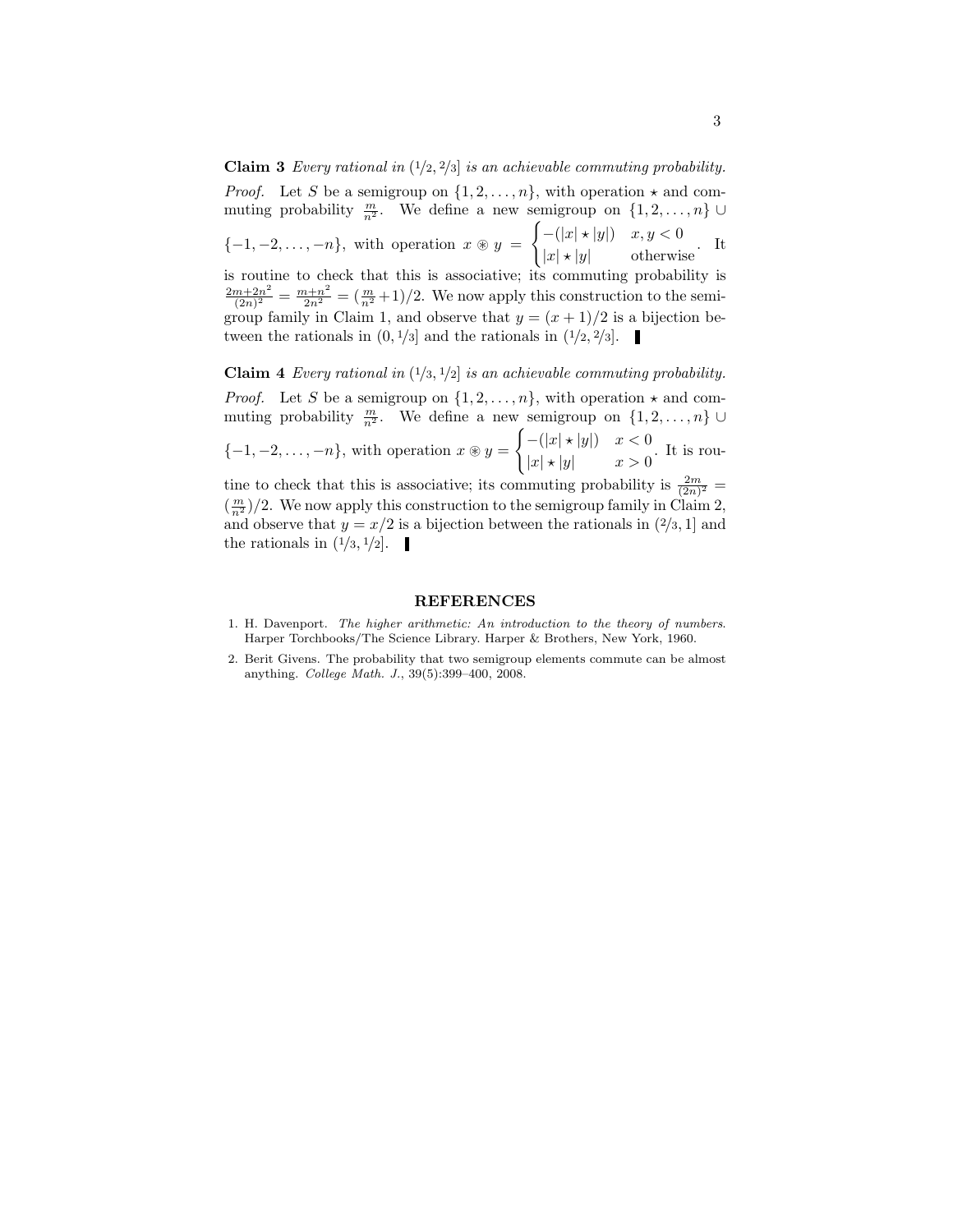**Claim 3** *Every rational in* $(1/2, 2/3]$ *is an achievable commuting probability.*

*Proof.* Let $S$ be a semigroup on $\{1, 2, \ldots, n\}$, with operation $\star$ and commuting probability $\frac{m}{n^2}$. We define a new semigroup on $\{1, 2, \ldots, n\} \cup \{-1, -2, \ldots, -n\}$, with operation $x \circledast y = \begin{cases} -(|x| \star |y|) & x, y < 0 \\ |x| \star |y| & \text{otherwise} \end{cases}$. It is routine to check that this is associative; its commuting probability is $\frac{2m+2n^2}{(2n)^2} = \frac{m+n^2}{2n^2} = (\frac{m}{n^2}+1)/2$. We now apply this construction to the semigroup family in Claim 1, and observe that $y = (x+1)/2$ is a bijection between the rationals in $(0, 1/3]$ and the rationals in $(1/2, 2/3]$. ∎

**Claim 4** *Every rational in* $(1/3, 1/2]$ *is an achievable commuting probability.*

*Proof.* Let $S$ be a semigroup on $\{1, 2, \ldots, n\}$, with operation $\star$ and commuting probability $\frac{m}{n^2}$. We define a new semigroup on $\{1, 2, \ldots, n\} \cup \{-1, -2, \ldots, -n\}$, with operation $x \circledast y = \begin{cases} -(|x| \star |y|) & x < 0 \\ |x| \star |y| & x > 0 \end{cases}$. It is routine to check that this is associative; its commuting probability is $\frac{2m}{(2n)^2} = (\frac{m}{n^2})/2$. We now apply this construction to the semigroup family in Claim 2, and observe that $y = x/2$ is a bijection between the rationals in $(2/3, 1]$ and the rationals in $(1/3, 1/2]$. ∎

## REFERENCES

1. H. Davenport. *The higher arithmetic: An introduction to the theory of numbers.* Harper Torchbooks/The Science Library. Harper & Brothers, New York, 1960.
2. Berit Givens. The probability that two semigroup elements commute can be almost anything. *College Math. J.*, 39(5):399–400, 2008.